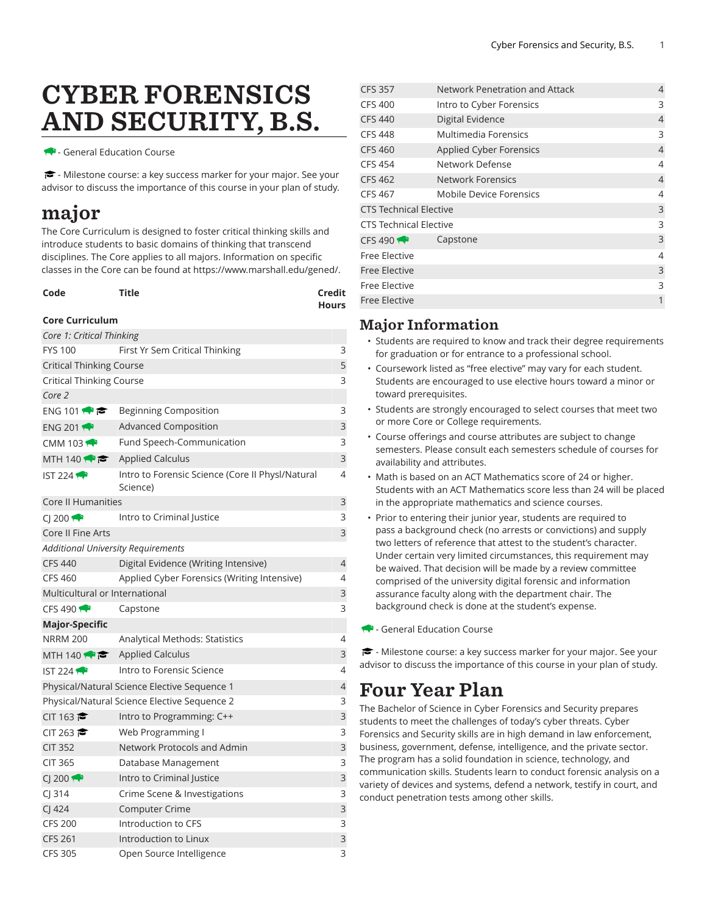# CYBER FORENSICS AND SECURITY, B.S.

- General Education Course

- Milestone course: a key success marker for your major. See your advisor to discuss the importance of this course in your plan of study.

## major

The Core Curriculum is designed to foster critical thinking skills and introduce students to basic domains of thinking that transcend disciplines. The Core applies to all majors. Information on specific classes in the Core can be found at https://www.marshall.edu/gened/.

| Code | Title | Credit Hours |
|---|---|---|
| **Core Curriculum** | | |
| *Core 1: Critical Thinking* | | |
| FYS 100 | First Yr Sem Critical Thinking | 3 |
| Critical Thinking Course | | 5 |
| Critical Thinking Course | | 3 |
| *Core 2* | | |
| ENG 101 | Beginning Composition | 3 |
| ENG 201 | Advanced Composition | 3 |
| CMM 103 | Fund Speech-Communication | 3 |
| MTH 140 | Applied Calculus | 3 |
| IST 224 | Intro to Forensic Science (Core II Physl/Natural Science) | 4 |
| Core II Humanities | | 3 |
| CJ 200 | Intro to Criminal Justice | 3 |
| Core II Fine Arts | | 3 |
| *Additional University Requirements* | | |
| CFS 440 | Digital Evidence (Writing Intensive) | 4 |
| CFS 460 | Applied Cyber Forensics (Writing Intensive) | 4 |
| Multicultural or International | | 3 |
| CFS 490 | Capstone | 3 |
| **Major-Specific** | | |
| NRRM 200 | Analytical Methods: Statistics | 4 |
| MTH 140 | Applied Calculus | 3 |
| IST 224 | Intro to Forensic Science | 4 |
| Physical/Natural Science Elective Sequence 1 | | 4 |
| Physical/Natural Science Elective Sequence 2 | | 3 |
| CIT 163 | Intro to Programming: C++ | 3 |
| CIT 263 | Web Programming I | 3 |
| CIT 352 | Network Protocols and Admin | 3 |
| CIT 365 | Database Management | 3 |
| CJ 200 | Intro to Criminal Justice | 3 |
| CJ 314 | Crime Scene & Investigations | 3 |
| CJ 424 | Computer Crime | 3 |
| CFS 200 | Introduction to CFS | 3 |
| CFS 261 | Introduction to Linux | 3 |
| CFS 305 | Open Source Intelligence | 3 |
| CFS 357 | Network Penetration and Attack | 4 |
| CFS 400 | Intro to Cyber Forensics | 3 |
| CFS 440 | Digital Evidence | 4 |
| CFS 448 | Multimedia Forensics | 3 |
| CFS 460 | Applied Cyber Forensics | 4 |
| CFS 454 | Network Defense | 4 |
| CFS 462 | Network Forensics | 4 |
| CFS 467 | Mobile Device Forensics | 4 |
| CTS Technical Elective | | 3 |
| CTS Technical Elective | | 3 |
| CFS 490 | Capstone | 3 |
| Free Elective | | 4 |
| Free Elective | | 3 |
| Free Elective | | 3 |
| Free Elective | | 1 |

## Major Information

- Students are required to know and track their degree requirements for graduation or for entrance to a professional school.
- Coursework listed as "free elective" may vary for each student. Students are encouraged to use elective hours toward a minor or toward prerequisites.
- Students are strongly encouraged to select courses that meet two or more Core or College requirements.
- Course offerings and course attributes are subject to change semesters. Please consult each semesters schedule of courses for availability and attributes.
- Math is based on an ACT Mathematics score of 24 or higher. Students with an ACT Mathematics score less than 24 will be placed in the appropriate mathematics and science courses.
- Prior to entering their junior year, students are required to pass a background check (no arrests or convictions) and supply two letters of reference that attest to the student's character. Under certain very limited circumstances, this requirement may be waived. That decision will be made by a review committee comprised of the university digital forensic and information assurance faculty along with the department chair. The background check is done at the student's expense.

- General Education Course

- Milestone course: a key success marker for your major. See your advisor to discuss the importance of this course in your plan of study.

## Four Year Plan

The Bachelor of Science in Cyber Forensics and Security prepares students to meet the challenges of today's cyber threats. Cyber Forensics and Security skills are in high demand in law enforcement, business, government, defense, intelligence, and the private sector. The program has a solid foundation in science, technology, and communication skills. Students learn to conduct forensic analysis on a variety of devices and systems, defend a network, testify in court, and conduct penetration tests among other skills.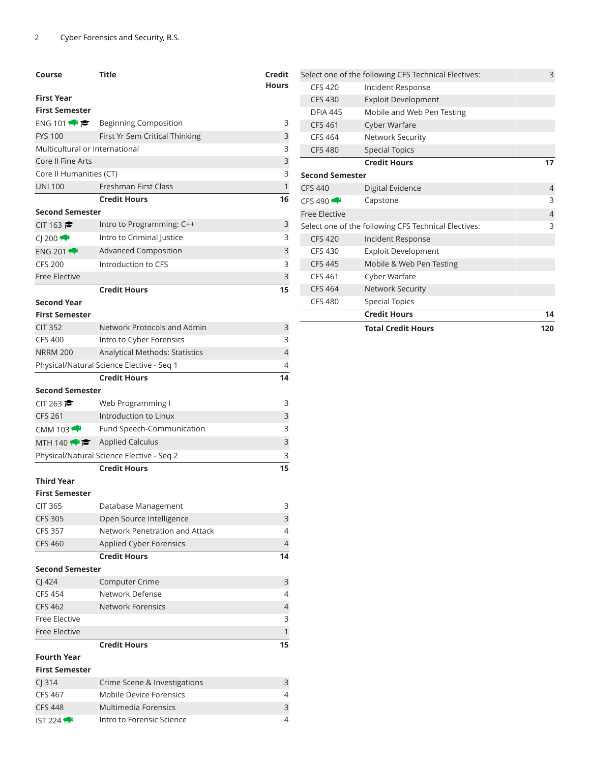| Course | Title | Credit Hours |
|---|---|---|
| **First Year** | | |
| **First Semester** | | |
| ENG 101 | Beginning Composition | 3 |
| FYS 100 | First Yr Sem Critical Thinking | 3 |
| Multicultural or International | | 3 |
| Core II Fine Arts | | 3 |
| Core II Humanities (CT) | | 3 |
| UNI 100 | Freshman First Class | 1 |
| | **Credit Hours** | **16** |
| **Second Semester** | | |
| CIT 163 | Intro to Programming: C++ | 3 |
| CJ 200 | Intro to Criminal Justice | 3 |
| ENG 201 | Advanced Composition | 3 |
| CFS 200 | Introduction to CFS | 3 |
| Free Elective | | 3 |
| | **Credit Hours** | **15** |
| **Second Year** | | |
| **First Semester** | | |
| CIT 352 | Network Protocols and Admin | 3 |
| CFS 400 | Intro to Cyber Forensics | 3 |
| NRRM 200 | Analytical Methods: Statistics | 4 |
| Physical/Natural Science Elective - Seq 1 | | 4 |
| | **Credit Hours** | **14** |
| **Second Semester** | | |
| CIT 263 | Web Programming I | 3 |
| CFS 261 | Introduction to Linux | 3 |
| CMM 103 | Fund Speech-Communication | 3 |
| MTH 140 | Applied Calculus | 3 |
| Physical/Natural Science Elective - Seq 2 | | 3 |
| | **Credit Hours** | **15** |
| **Third Year** | | |
| **First Semester** | | |
| CIT 365 | Database Management | 3 |
| CFS 305 | Open Source Intelligence | 3 |
| CFS 357 | Network Penetration and Attack | 4 |
| CFS 460 | Applied Cyber Forensics | 4 |
| | **Credit Hours** | **14** |
| **Second Semester** | | |
| CJ 424 | Computer Crime | 3 |
| CFS 454 | Network Defense | 4 |
| CFS 462 | Network Forensics | 4 |
| Free Elective | | 3 |
| Free Elective | | 1 |
| | **Credit Hours** | **15** |
| **Fourth Year** | | |
| **First Semester** | | |
| CJ 314 | Crime Scene & Investigations | 3 |
| CFS 467 | Mobile Device Forensics | 4 |
| CFS 448 | Multimedia Forensics | 3 |
| IST 224 | Intro to Forensic Science | 4 |
| Select one of the following CFS Technical Electives: | | 3 |
| CFS 420 | Incident Response | |
| CFS 430 | Exploit Development | |
| DFIA 445 | Mobile and Web Pen Testing | |
| CFS 461 | Cyber Warfare | |
| CFS 464 | Network Security | |
| CFS 480 | Special Topics | |
| | **Credit Hours** | **17** |
| **Second Semester** | | |
| CFS 440 | Digital Evidence | 4 |
| CFS 490 | Capstone | 3 |
| Free Elective | | 4 |
| Select one of the following CFS Technical Electives: | | 3 |
| CFS 420 | Incident Response | |
| CFS 430 | Exploit Development | |
| CFS 445 | Mobile & Web Pen Testing | |
| CFS 461 | Cyber Warfare | |
| CFS 464 | Network Security | |
| CFS 480 | Special Topics | |
| | **Credit Hours** | **14** |
| | **Total Credit Hours** | **120** |